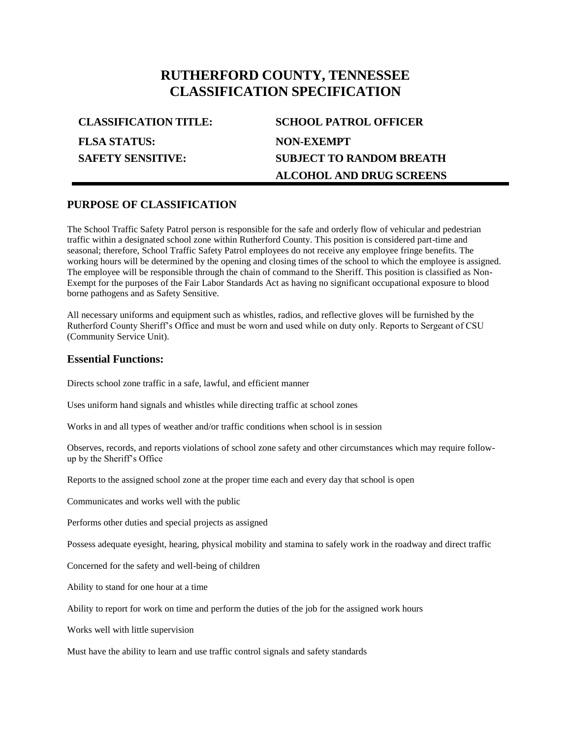# RUTHERFORD COUNTY, TENNESSEE
# CLASSIFICATION SPECIFICATION

| | |
|---|---|
| **CLASSIFICATION TITLE:** | **SCHOOL PATROL OFFICER** |
| **FLSA STATUS:** | **NON-EXEMPT** |
| **SAFETY SENSITIVE:** | **SUBJECT TO RANDOM BREATH ALCOHOL AND DRUG SCREENS** |

## PURPOSE OF CLASSIFICATION

The School Traffic Safety Patrol person is responsible for the safe and orderly flow of vehicular and pedestrian traffic within a designated school zone within Rutherford County. This position is considered part-time and seasonal; therefore, School Traffic Safety Patrol employees do not receive any employee fringe benefits. The working hours will be determined by the opening and closing times of the school to which the employee is assigned. The employee will be responsible through the chain of command to the Sheriff. This position is classified as Non-Exempt for the purposes of the Fair Labor Standards Act as having no significant occupational exposure to blood borne pathogens and as Safety Sensitive.

All necessary uniforms and equipment such as whistles, radios, and reflective gloves will be furnished by the Rutherford County Sheriff's Office and must be worn and used while on duty only. Reports to Sergeant of CSU (Community Service Unit).

## Essential Functions:

Directs school zone traffic in a safe, lawful, and efficient manner

Uses uniform hand signals and whistles while directing traffic at school zones

Works in and all types of weather and/or traffic conditions when school is in session

Observes, records, and reports violations of school zone safety and other circumstances which may require follow-up by the Sheriff's Office

Reports to the assigned school zone at the proper time each and every day that school is open

Communicates and works well with the public

Performs other duties and special projects as assigned

Possess adequate eyesight, hearing, physical mobility and stamina to safely work in the roadway and direct traffic

Concerned for the safety and well-being of children

Ability to stand for one hour at a time

Ability to report for work on time and perform the duties of the job for the assigned work hours

Works well with little supervision

Must have the ability to learn and use traffic control signals and safety standards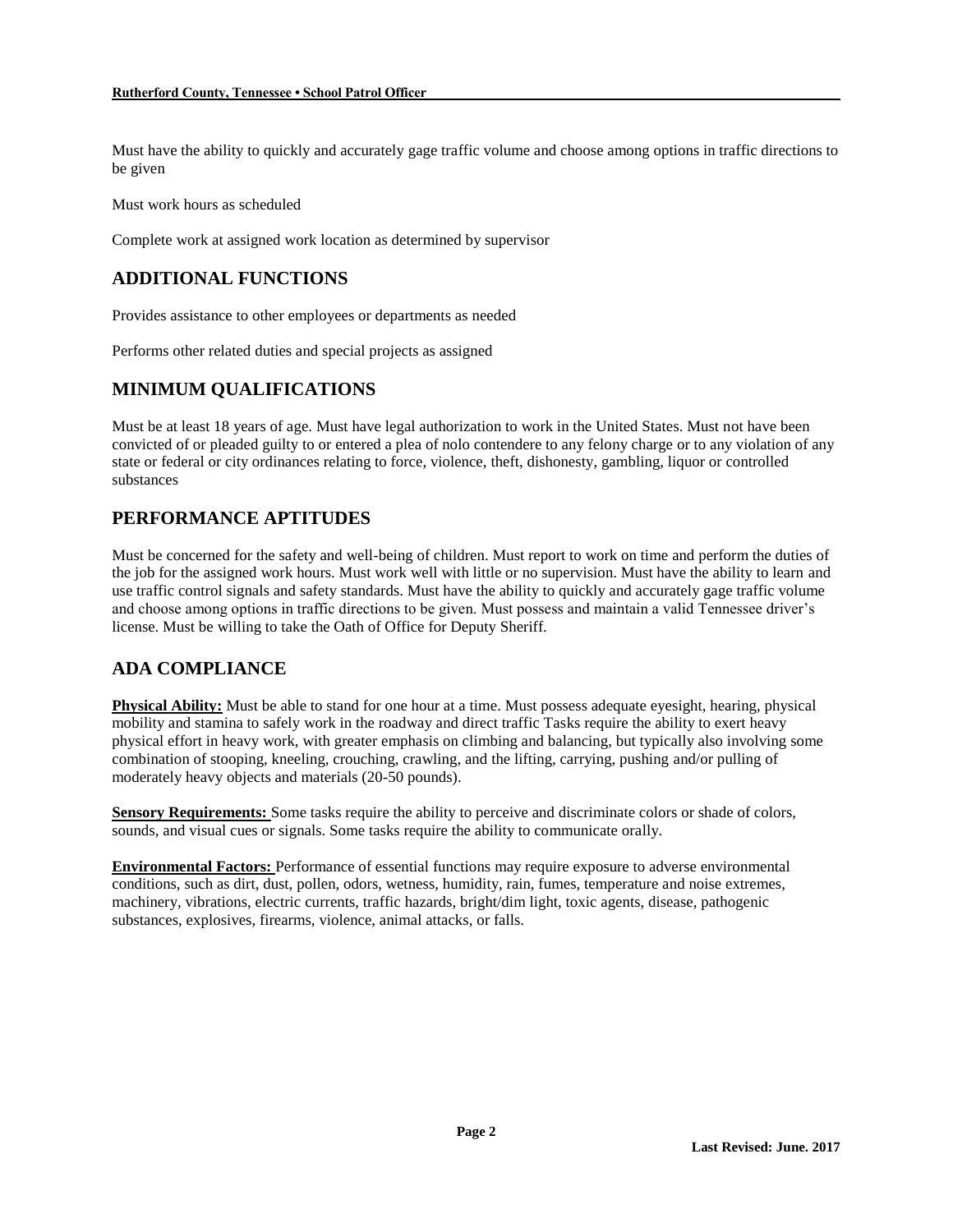Must have the ability to quickly and accurately gage traffic volume and choose among options in traffic directions to be given

Must work hours as scheduled

Complete work at assigned work location as determined by supervisor

## ADDITIONAL FUNCTIONS

Provides assistance to other employees or departments as needed

Performs other related duties and special projects as assigned

## MINIMUM QUALIFICATIONS

Must be at least 18 years of age. Must have legal authorization to work in the United States. Must not have been convicted of or pleaded guilty to or entered a plea of nolo contendere to any felony charge or to any violation of any state or federal or city ordinances relating to force, violence, theft, dishonesty, gambling, liquor or controlled substances

## PERFORMANCE APTITUDES

Must be concerned for the safety and well-being of children. Must report to work on time and perform the duties of the job for the assigned work hours. Must work well with little or no supervision. Must have the ability to learn and use traffic control signals and safety standards. Must have the ability to quickly and accurately gage traffic volume and choose among options in traffic directions to be given. Must possess and maintain a valid Tennessee driver's license. Must be willing to take the Oath of Office for Deputy Sheriff.

## ADA COMPLIANCE

**Physical Ability:** Must be able to stand for one hour at a time. Must possess adequate eyesight, hearing, physical mobility and stamina to safely work in the roadway and direct traffic Tasks require the ability to exert heavy physical effort in heavy work, with greater emphasis on climbing and balancing, but typically also involving some combination of stooping, kneeling, crouching, crawling, and the lifting, carrying, pushing and/or pulling of moderately heavy objects and materials (20-50 pounds).

**Sensory Requirements:** Some tasks require the ability to perceive and discriminate colors or shade of colors, sounds, and visual cues or signals. Some tasks require the ability to communicate orally.

**Environmental Factors:** Performance of essential functions may require exposure to adverse environmental conditions, such as dirt, dust, pollen, odors, wetness, humidity, rain, fumes, temperature and noise extremes, machinery, vibrations, electric currents, traffic hazards, bright/dim light, toxic agents, disease, pathogenic substances, explosives, firearms, violence, animal attacks, or falls.

**Last Revised: June. 2017**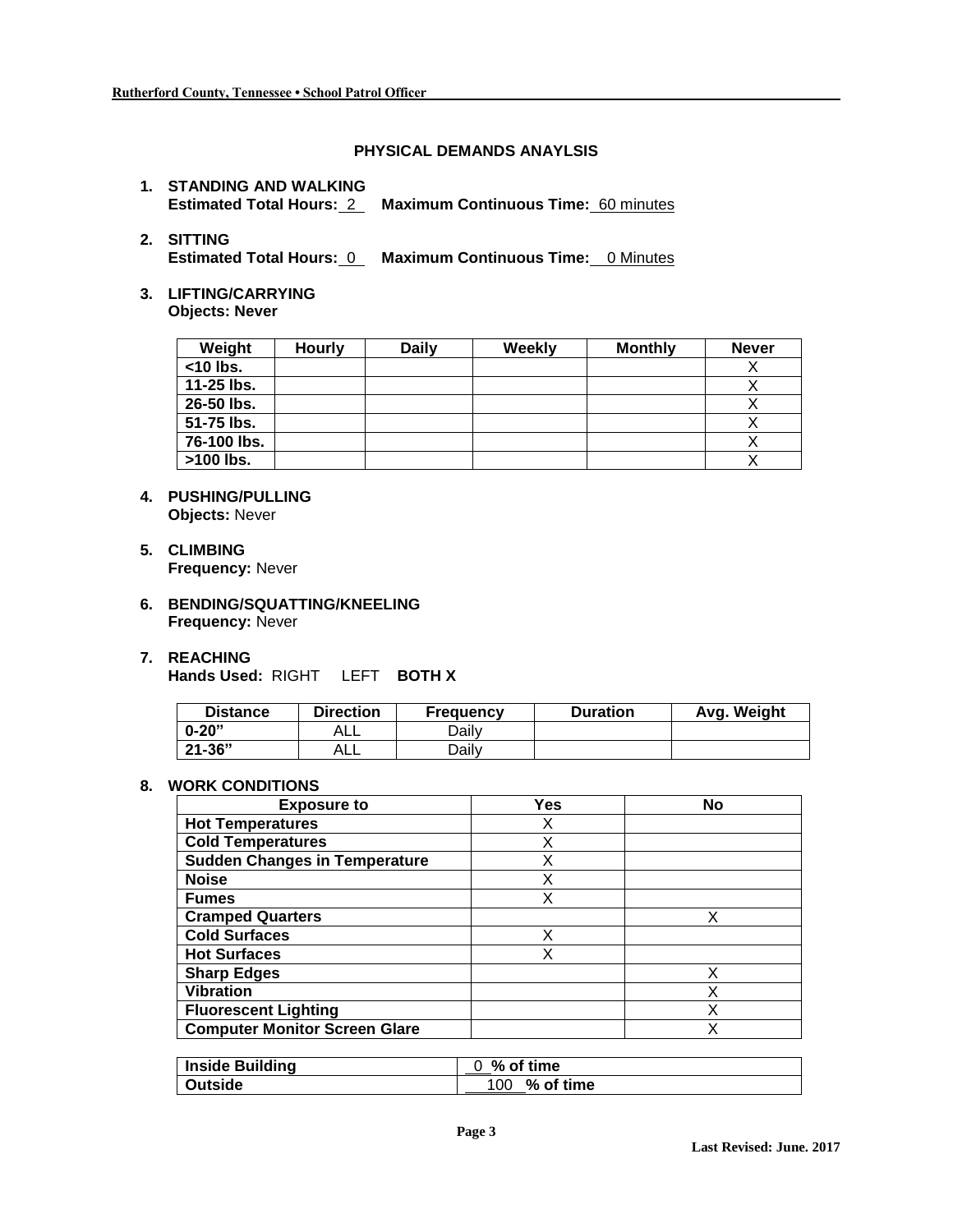## PHYSICAL DEMANDS ANAYLSIS

1. **STANDING AND WALKING**
   **Estimated Total Hours:** 2 **Maximum Continuous Time:** 60 minutes

2. **SITTING**
   **Estimated Total Hours:** 0 **Maximum Continuous Time:** 0 Minutes

3. **LIFTING/CARRYING**
   **Objects: Never**

| Weight | Hourly | Daily | Weekly | Monthly | Never |
|---|---|---|---|---|---|
| <10 lbs. | | | | | X |
| 11-25 lbs. | | | | | X |
| 26-50 lbs. | | | | | X |
| 51-75 lbs. | | | | | X |
| 76-100 lbs. | | | | | X |
| >100 lbs. | | | | | X |

4. **PUSHING/PULLING**
   **Objects:** Never

5. **CLIMBING**
   **Frequency:** Never

6. **BENDING/SQUATTING/KNEELING**
   **Frequency:** Never

7. **REACHING**
   **Hands Used:** RIGHT LEFT **BOTH X**

| Distance | Direction | Frequency | Duration | Avg. Weight |
|---|---|---|---|---|
| 0-20" | ALL | Daily | | |
| 21-36" | ALL | Daily | | |

8. **WORK CONDITIONS**

| Exposure to | Yes | No |
|---|---|---|
| Hot Temperatures | X | |
| Cold Temperatures | X | |
| Sudden Changes in Temperature | X | |
| Noise | X | |
| Fumes | X | |
| Cramped Quarters | | X |
| Cold Surfaces | X | |
| Hot Surfaces | X | |
| Sharp Edges | | X |
| Vibration | | X |
| Fluorescent Lighting | | X |
| Computer Monitor Screen Glare | | X |

| | |
|---|---|
| Inside Building | 0 % of time |
| Outside | 100 % of time |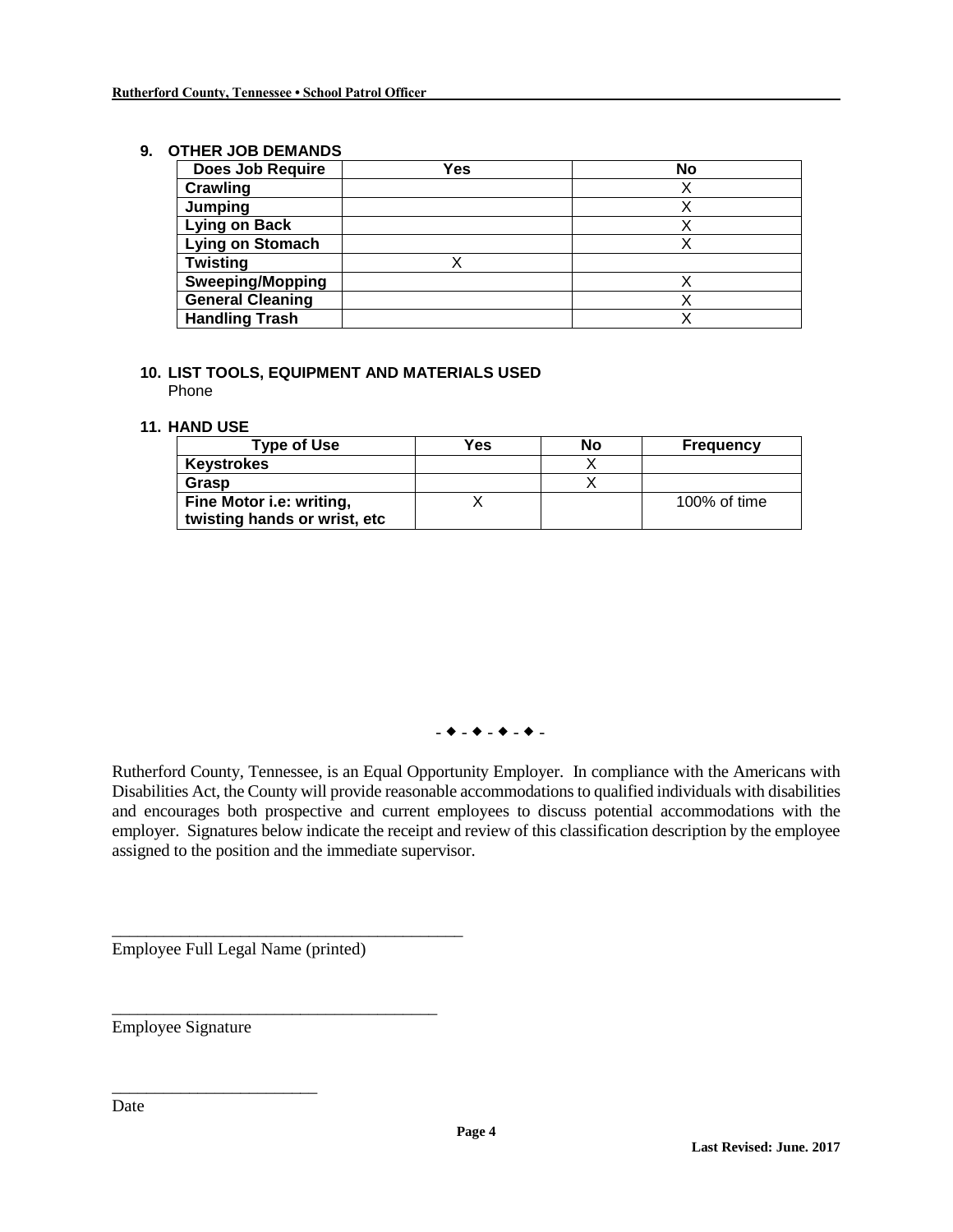## 9. OTHER JOB DEMANDS

| Does Job Require | Yes | No |
|---|---|---|
| **Crawling** | | X |
| **Jumping** | | X |
| **Lying on Back** | | X |
| **Lying on Stomach** | | X |
| **Twisting** | X | |
| **Sweeping/Mopping** | | X |
| **General Cleaning** | | X |
| **Handling Trash** | | X |

## 10. LIST TOOLS, EQUIPMENT AND MATERIALS USED

Phone

## 11. HAND USE

| Type of Use | Yes | No | Frequency |
|---|---|---|---|
| **Keystrokes** | | X | |
| **Grasp** | | X | |
| **Fine Motor i.e: writing, twisting hands or wrist, etc** | X | | 100% of time |

- ◆ - ◆ - ◆ - ◆ -

Rutherford County, Tennessee, is an Equal Opportunity Employer. In compliance with the Americans with Disabilities Act, the County will provide reasonable accommodations to qualified individuals with disabilities and encourages both prospective and current employees to discuss potential accommodations with the employer. Signatures below indicate the receipt and review of this classification description by the employee assigned to the position and the immediate supervisor.

___________________________________________
Employee Full Legal Name (printed)

________________________________________
Employee Signature

_________________________
Date

**Last Revised: June. 2017**